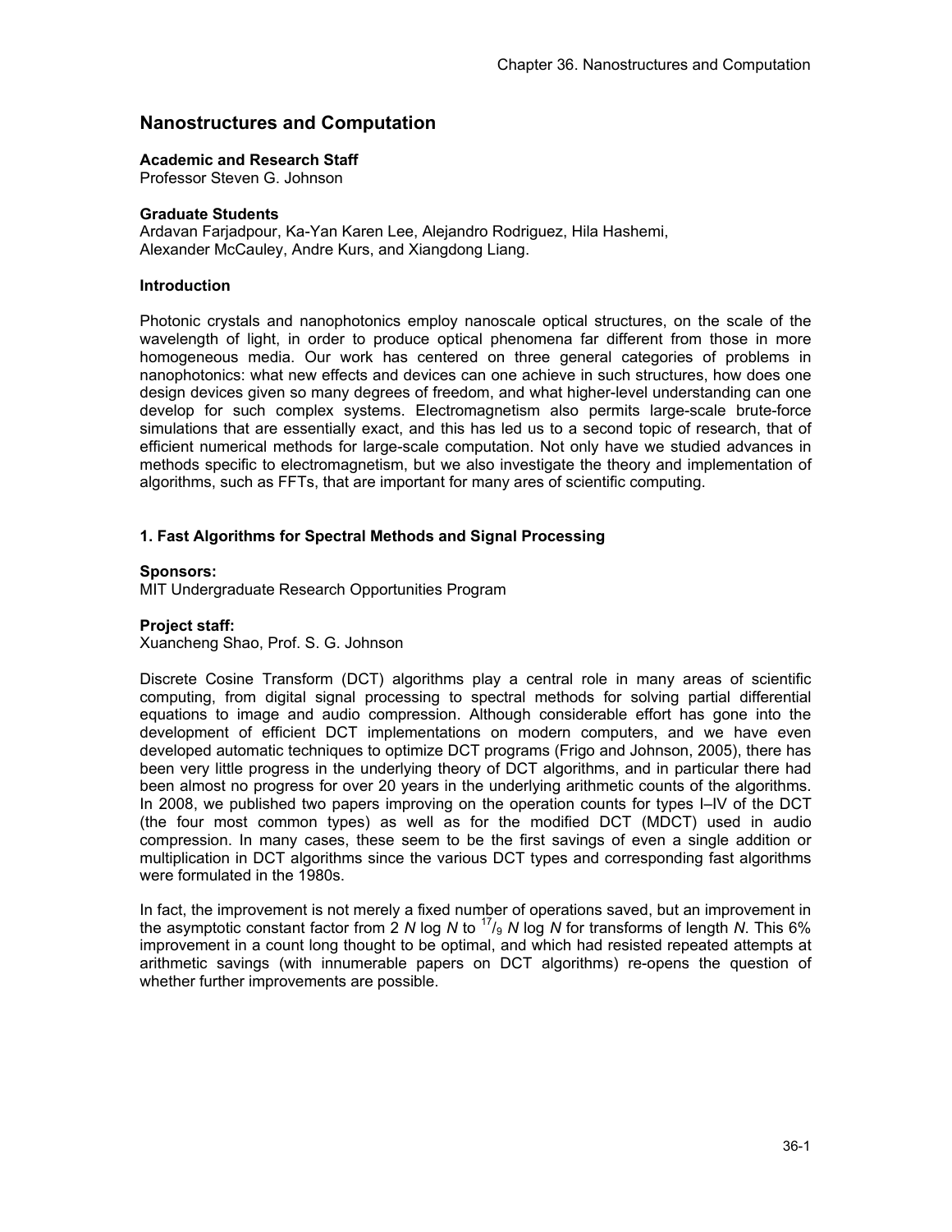# Nanostructures and Computation

**Academic and Research Staff**
Professor Steven G. Johnson

**Graduate Students**
Ardavan Farjadpour, Ka-Yan Karen Lee, Alejandro Rodriguez, Hila Hashemi, Alexander McCauley, Andre Kurs, and Xiangdong Liang.

**Introduction**

Photonic crystals and nanophotonics employ nanoscale optical structures, on the scale of the wavelength of light, in order to produce optical phenomena far different from those in more homogeneous media. Our work has centered on three general categories of problems in nanophotonics: what new effects and devices can one achieve in such structures, how does one design devices given so many degrees of freedom, and what higher-level understanding can one develop for such complex systems. Electromagnetism also permits large-scale brute-force simulations that are essentially exact, and this has led us to a second topic of research, that of efficient numerical methods for large-scale computation. Not only have we studied advances in methods specific to electromagnetism, but we also investigate the theory and implementation of algorithms, such as FFTs, that are important for many ares of scientific computing.

## 1. Fast Algorithms for Spectral Methods and Signal Processing

**Sponsors:**
MIT Undergraduate Research Opportunities Program

**Project staff:**
Xuancheng Shao, Prof. S. G. Johnson

Discrete Cosine Transform (DCT) algorithms play a central role in many areas of scientific computing, from digital signal processing to spectral methods for solving partial differential equations to image and audio compression. Although considerable effort has gone into the development of efficient DCT implementations on modern computers, and we have even developed automatic techniques to optimize DCT programs (Frigo and Johnson, 2005), there has been very little progress in the underlying theory of DCT algorithms, and in particular there had been almost no progress for over 20 years in the underlying arithmetic counts of the algorithms. In 2008, we published two papers improving on the operation counts for types I–IV of the DCT (the four most common types) as well as for the modified DCT (MDCT) used in audio compression. In many cases, these seem to be the first savings of even a single addition or multiplication in DCT algorithms since the various DCT types and corresponding fast algorithms were formulated in the 1980s.

In fact, the improvement is not merely a fixed number of operations saved, but an improvement in the asymptotic constant factor from $2\,N \log N$ to $^{17}/_{9}\,N \log N$ for transforms of length $N$. This 6% improvement in a count long thought to be optimal, and which had resisted repeated attempts at arithmetic savings (with innumerable papers on DCT algorithms) re-opens the question of whether further improvements are possible.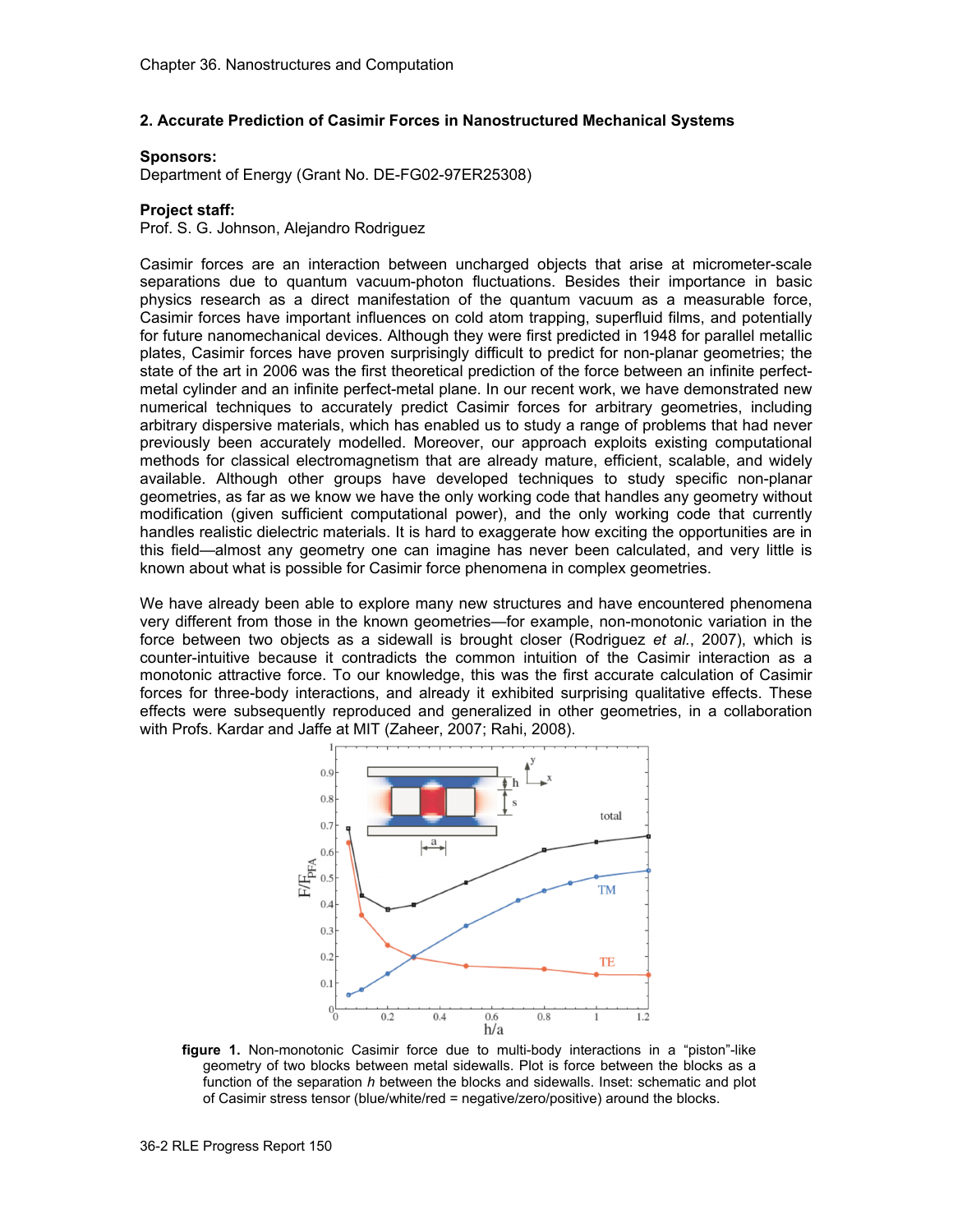## 2. Accurate Prediction of Casimir Forces in Nanostructured Mechanical Systems

**Sponsors:**
Department of Energy (Grant No. DE-FG02-97ER25308)

**Project staff:**
Prof. S. G. Johnson, Alejandro Rodriguez

Casimir forces are an interaction between uncharged objects that arise at micrometer-scale separations due to quantum vacuum-photon fluctuations. Besides their importance in basic physics research as a direct manifestation of the quantum vacuum as a measurable force, Casimir forces have important influences on cold atom trapping, superfluid films, and potentially for future nanomechanical devices. Although they were first predicted in 1948 for parallel metallic plates, Casimir forces have proven surprisingly difficult to predict for non-planar geometries; the state of the art in 2006 was the first theoretical prediction of the force between an infinite perfect-metal cylinder and an infinite perfect-metal plane. In our recent work, we have demonstrated new numerical techniques to accurately predict Casimir forces for arbitrary geometries, including arbitrary dispersive materials, which has enabled us to study a range of problems that had never previously been accurately modelled. Moreover, our approach exploits existing computational methods for classical electromagnetism that are already mature, efficient, scalable, and widely available. Although other groups have developed techniques to study specific non-planar geometries, as far as we know we have the only working code that handles any geometry without modification (given sufficient computational power), and the only working code that currently handles realistic dielectric materials. It is hard to exaggerate how exciting the opportunities are in this field—almost any geometry one can imagine has never been calculated, and very little is known about what is possible for Casimir force phenomena in complex geometries.

We have already been able to explore many new structures and have encountered phenomena very different from those in the known geometries—for example, non-monotonic variation in the force between two objects as a sidewall is brought closer (Rodriguez *et al.*, 2007), which is counter-intuitive because it contradicts the common intuition of the Casimir interaction as a monotonic attractive force. To our knowledge, this was the first accurate calculation of Casimir forces for three-body interactions, and already it exhibited surprising qualitative effects. These effects were subsequently reproduced and generalized in other geometries, in a collaboration with Profs. Kardar and Jaffe at MIT (Zaheer, 2007; Rahi, 2008).

**figure 1.** Non-monotonic Casimir force due to multi-body interactions in a "piston"-like geometry of two blocks between metal sidewalls. Plot is force between the blocks as a function of the separation *h* between the blocks and sidewalls. Inset: schematic and plot of Casimir stress tensor (blue/white/red = negative/zero/positive) around the blocks.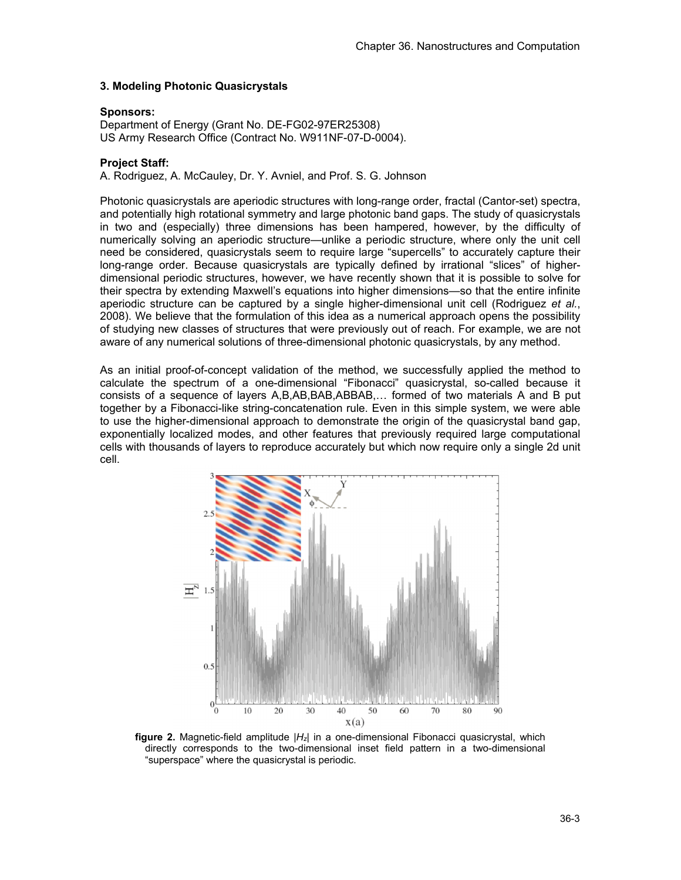### 3. Modeling Photonic Quasicrystals

**Sponsors:**
Department of Energy (Grant No. DE-FG02-97ER25308)
US Army Research Office (Contract No. W911NF-07-D-0004).

**Project Staff:**
A. Rodriguez, A. McCauley, Dr. Y. Avniel, and Prof. S. G. Johnson

Photonic quasicrystals are aperiodic structures with long-range order, fractal (Cantor-set) spectra, and potentially high rotational symmetry and large photonic band gaps. The study of quasicrystals in two and (especially) three dimensions has been hampered, however, by the difficulty of numerically solving an aperiodic structure—unlike a periodic structure, where only the unit cell need be considered, quasicrystals seem to require large "supercells" to accurately capture their long-range order. Because quasicrystals are typically defined by irrational "slices" of higher-dimensional periodic structures, however, we have recently shown that it is possible to solve for their spectra by extending Maxwell's equations into higher dimensions—so that the entire infinite aperiodic structure can be captured by a single higher-dimensional unit cell (Rodriguez *et al.*, 2008). We believe that the formulation of this idea as a numerical approach opens the possibility of studying new classes of structures that were previously out of reach. For example, we are not aware of any numerical solutions of three-dimensional photonic quasicrystals, by any method.

As an initial proof-of-concept validation of the method, we successfully applied the method to calculate the spectrum of a one-dimensional "Fibonacci" quasicrystal, so-called because it consists of a sequence of layers A,B,AB,BAB,ABBAB,… formed of two materials A and B put together by a Fibonacci-like string-concatenation rule. Even in this simple system, we were able to use the higher-dimensional approach to demonstrate the origin of the quasicrystal band gap, exponentially localized modes, and other features that previously required large computational cells with thousands of layers to reproduce accurately but which now require only a single 2d unit cell.

**figure 2.** Magnetic-field amplitude $|H_z|$ in a one-dimensional Fibonacci quasicrystal, which directly corresponds to the two-dimensional inset field pattern in a two-dimensional "superspace" where the quasicrystal is periodic.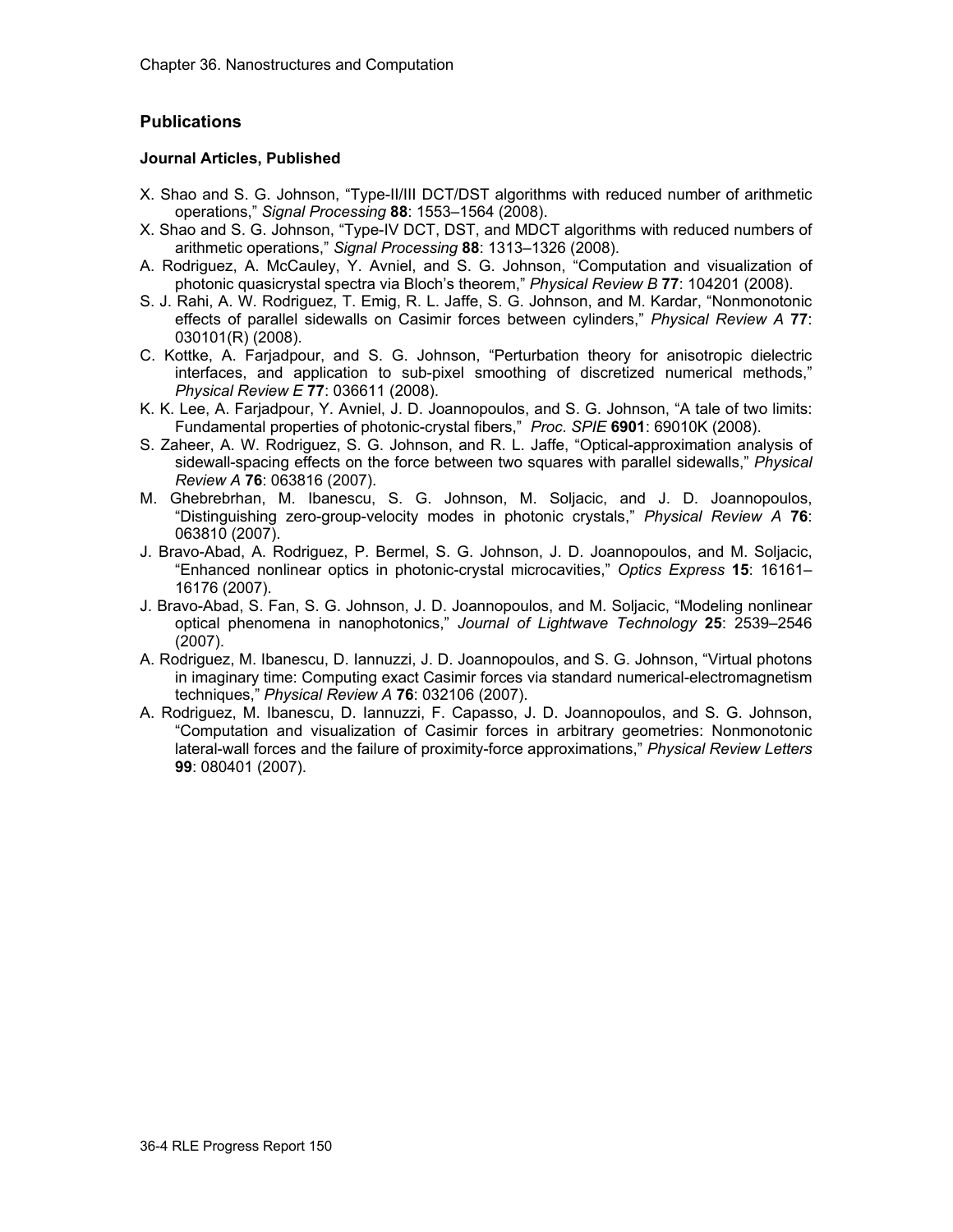## Publications

### Journal Articles, Published

X. Shao and S. G. Johnson, "Type-II/III DCT/DST algorithms with reduced number of arithmetic operations," *Signal Processing* **88**: 1553–1564 (2008).

X. Shao and S. G. Johnson, "Type-IV DCT, DST, and MDCT algorithms with reduced numbers of arithmetic operations," *Signal Processing* **88**: 1313–1326 (2008).

A. Rodriguez, A. McCauley, Y. Avniel, and S. G. Johnson, "Computation and visualization of photonic quasicrystal spectra via Bloch's theorem," *Physical Review B* **77**: 104201 (2008).

S. J. Rahi, A. W. Rodriguez, T. Emig, R. L. Jaffe, S. G. Johnson, and M. Kardar, "Nonmonotonic effects of parallel sidewalls on Casimir forces between cylinders," *Physical Review A* **77**: 030101(R) (2008).

C. Kottke, A. Farjadpour, and S. G. Johnson, "Perturbation theory for anisotropic dielectric interfaces, and application to sub-pixel smoothing of discretized numerical methods," *Physical Review E* **77**: 036611 (2008).

K. K. Lee, A. Farjadpour, Y. Avniel, J. D. Joannopoulos, and S. G. Johnson, "A tale of two limits: Fundamental properties of photonic-crystal fibers," *Proc. SPIE* **6901**: 69010K (2008).

S. Zaheer, A. W. Rodriguez, S. G. Johnson, and R. L. Jaffe, "Optical-approximation analysis of sidewall-spacing effects on the force between two squares with parallel sidewalls," *Physical Review A* **76**: 063816 (2007).

M. Ghebrebrhan, M. Ibanescu, S. G. Johnson, M. Soljacic, and J. D. Joannopoulos, "Distinguishing zero-group-velocity modes in photonic crystals," *Physical Review A* **76**: 063810 (2007).

J. Bravo-Abad, A. Rodriguez, P. Bermel, S. G. Johnson, J. D. Joannopoulos, and M. Soljacic, "Enhanced nonlinear optics in photonic-crystal microcavities," *Optics Express* **15**: 16161–16176 (2007).

J. Bravo-Abad, S. Fan, S. G. Johnson, J. D. Joannopoulos, and M. Soljacic, "Modeling nonlinear optical phenomena in nanophotonics," *Journal of Lightwave Technology* **25**: 2539–2546 (2007).

A. Rodriguez, M. Ibanescu, D. Iannuzzi, J. D. Joannopoulos, and S. G. Johnson, "Virtual photons in imaginary time: Computing exact Casimir forces via standard numerical-electromagnetism techniques," *Physical Review A* **76**: 032106 (2007).

A. Rodriguez, M. Ibanescu, D. Iannuzzi, F. Capasso, J. D. Joannopoulos, and S. G. Johnson, "Computation and visualization of Casimir forces in arbitrary geometries: Nonmonotonic lateral-wall forces and the failure of proximity-force approximations," *Physical Review Letters* **99**: 080401 (2007).